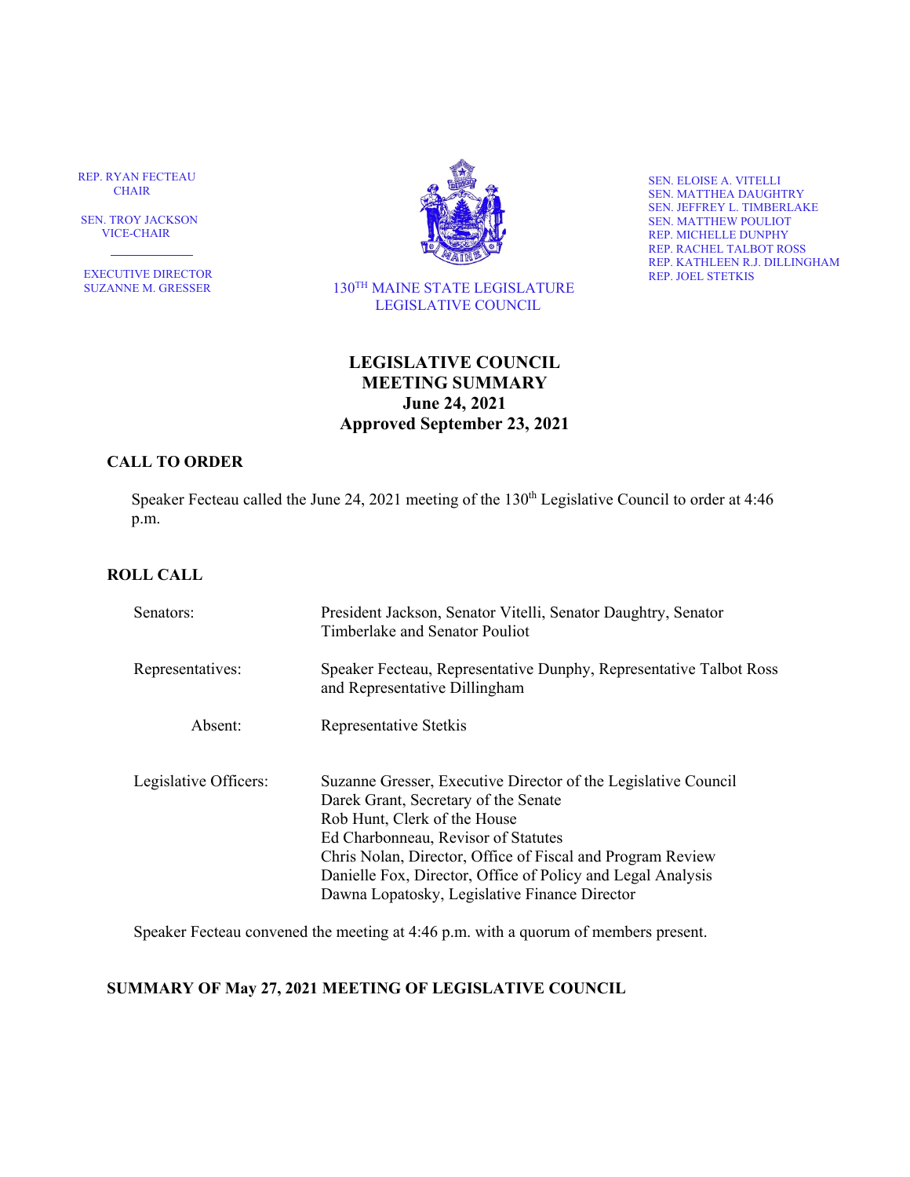REP. RYAN FECTEAU
CHAIR

SEN. TROY JACKSON
VICE-CHAIR

EXECUTIVE DIRECTOR
SUZANNE M. GRESSER

130TH MAINE STATE LEGISLATURE
LEGISLATIVE COUNCIL

SEN. ELOISE A. VITELLI
SEN. MATTHEA DAUGHTRY
SEN. JEFFREY L. TIMBERLAKE
SEN. MATTHEW POULIOT
REP. MICHELLE DUNPHY
REP. RACHEL TALBOT ROSS
REP. KATHLEEN R.J. DILLINGHAM
REP. JOEL STETKIS

# LEGISLATIVE COUNCIL MEETING SUMMARY
## June 24, 2021
## Approved September 23, 2021

### CALL TO ORDER

Speaker Fecteau called the June 24, 2021 meeting of the 130th Legislative Council to order at 4:46 p.m.

### ROLL CALL

| | |
|---|---|
| Senators: | President Jackson, Senator Vitelli, Senator Daughtry, Senator Timberlake and Senator Pouliot |
| Representatives: | Speaker Fecteau, Representative Dunphy, Representative Talbot Ross and Representative Dillingham |
| Absent: | Representative Stetkis |
| Legislative Officers: | Suzanne Gresser, Executive Director of the Legislative Council<br>Darek Grant, Secretary of the Senate<br>Rob Hunt, Clerk of the House<br>Ed Charbonneau, Revisor of Statutes<br>Chris Nolan, Director, Office of Fiscal and Program Review<br>Danielle Fox, Director, Office of Policy and Legal Analysis<br>Dawna Lopatosky, Legislative Finance Director |

Speaker Fecteau convened the meeting at 4:46 p.m. with a quorum of members present.

### SUMMARY OF May 27, 2021 MEETING OF LEGISLATIVE COUNCIL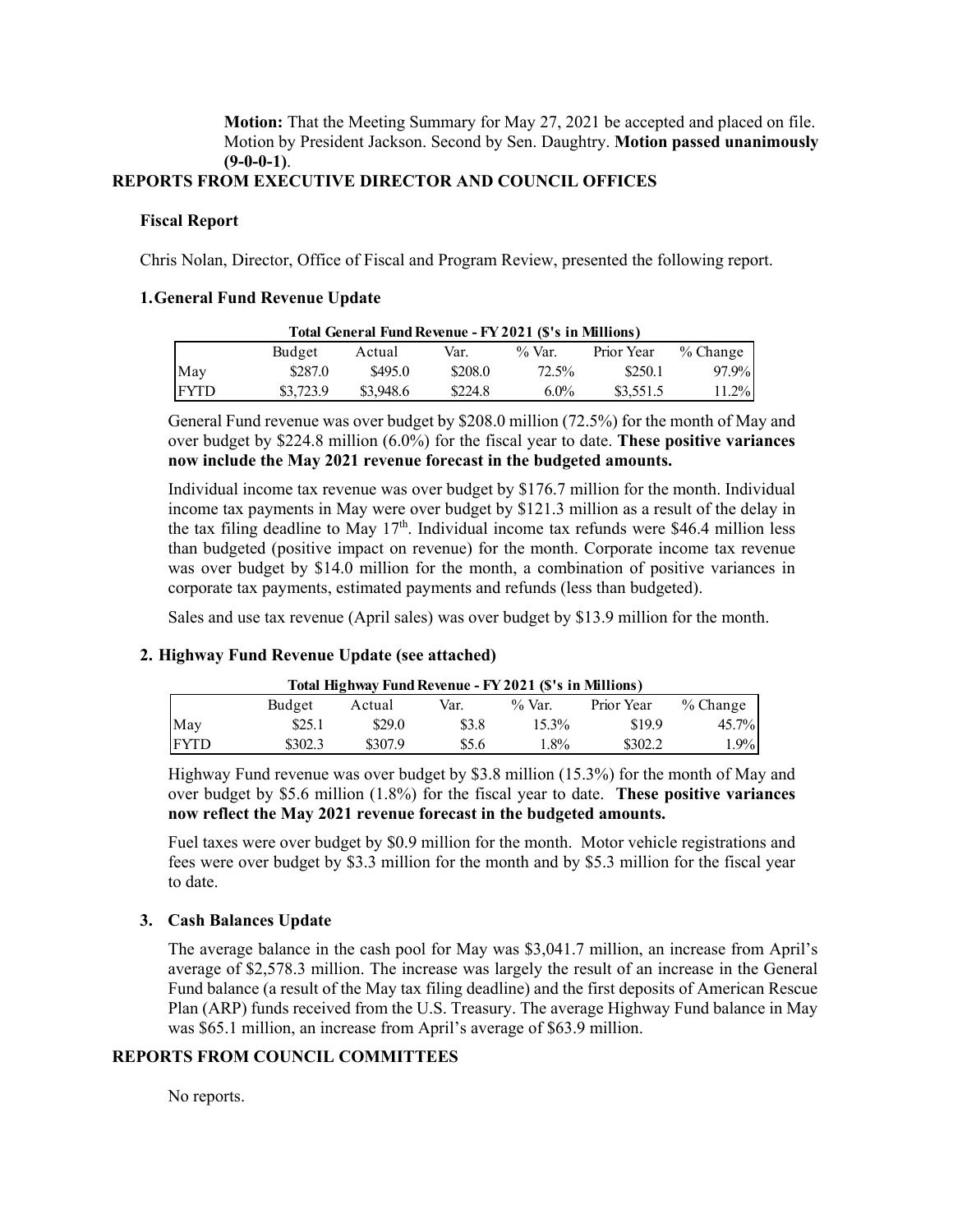**Motion:** That the Meeting Summary for May 27, 2021 be accepted and placed on file. Motion by President Jackson. Second by Sen. Daughtry. **Motion passed unanimously (9-0-0-1)**.

## REPORTS FROM EXECUTIVE DIRECTOR AND COUNCIL OFFICES

### Fiscal Report

Chris Nolan, Director, Office of Fiscal and Program Review, presented the following report.

#### 1. General Fund Revenue Update

**Total General Fund Revenue - FY 2021 ($'s in Millions)**

| | Budget | Actual | Var. | % Var. | Prior Year | % Change |
|---|---|---|---|---|---|---|
| May | $287.0 | $495.0 | $208.0 | 72.5% | $250.1 | 97.9% |
| FYTD | $3,723.9 | $3,948.6 | $224.8 | 6.0% | $3,551.5 | 11.2% |

General Fund revenue was over budget by $208.0 million (72.5%) for the month of May and over budget by $224.8 million (6.0%) for the fiscal year to date. **These positive variances now include the May 2021 revenue forecast in the budgeted amounts.**

Individual income tax revenue was over budget by $176.7 million for the month. Individual income tax payments in May were over budget by $121.3 million as a result of the delay in the tax filing deadline to May 17th. Individual income tax refunds were $46.4 million less than budgeted (positive impact on revenue) for the month. Corporate income tax revenue was over budget by $14.0 million for the month, a combination of positive variances in corporate tax payments, estimated payments and refunds (less than budgeted).

Sales and use tax revenue (April sales) was over budget by $13.9 million for the month.

#### 2. Highway Fund Revenue Update (see attached)

**Total Highway Fund Revenue - FY 2021 ($'s in Millions)**

| | Budget | Actual | Var. | % Var. | Prior Year | % Change |
|---|---|---|---|---|---|---|
| May | $25.1 | $29.0 | $3.8 | 15.3% | $19.9 | 45.7% |
| FYTD | $302.3 | $307.9 | $5.6 | 1.8% | $302.2 | 1.9% |

Highway Fund revenue was over budget by $3.8 million (15.3%) for the month of May and over budget by $5.6 million (1.8%) for the fiscal year to date. **These positive variances now reflect the May 2021 revenue forecast in the budgeted amounts.**

Fuel taxes were over budget by $0.9 million for the month. Motor vehicle registrations and fees were over budget by $3.3 million for the month and by $5.3 million for the fiscal year to date.

#### 3. Cash Balances Update

The average balance in the cash pool for May was $3,041.7 million, an increase from April's average of $2,578.3 million. The increase was largely the result of an increase in the General Fund balance (a result of the May tax filing deadline) and the first deposits of American Rescue Plan (ARP) funds received from the U.S. Treasury. The average Highway Fund balance in May was $65.1 million, an increase from April's average of $63.9 million.

## REPORTS FROM COUNCIL COMMITTEES

No reports.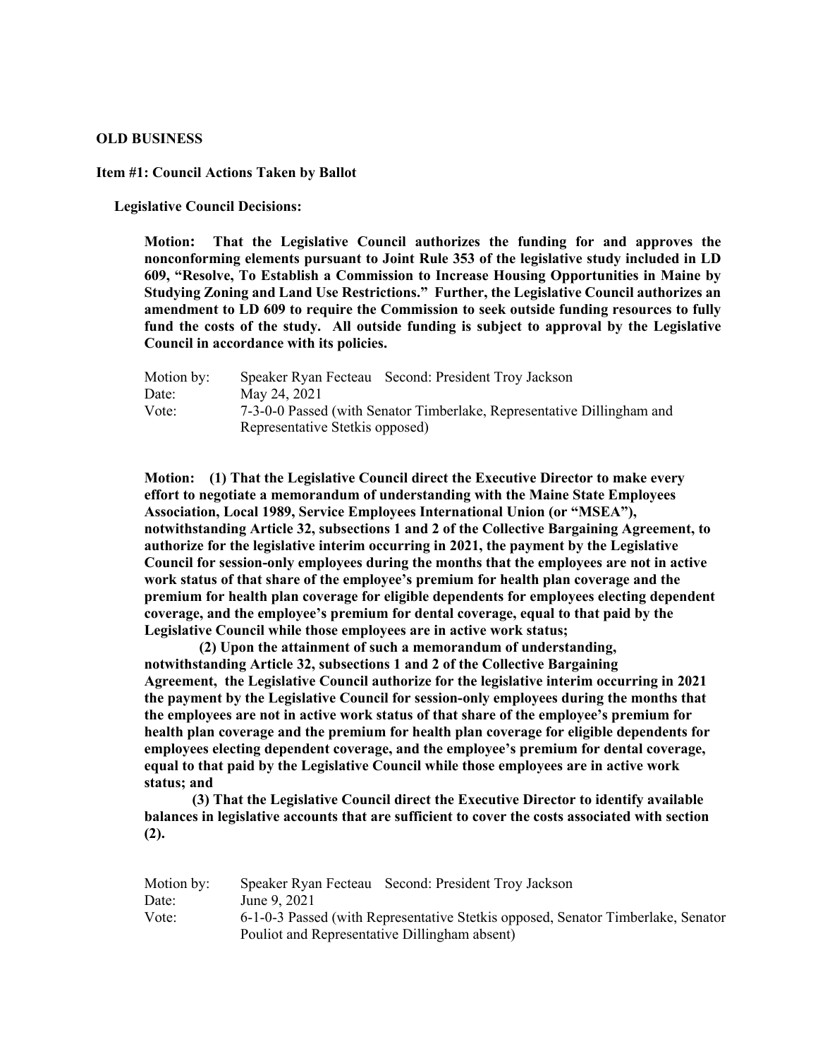**OLD BUSINESS**

**Item #1: Council Actions Taken by Ballot**

**Legislative Council Decisions:**

**Motion: That the Legislative Council authorizes the funding for and approves the nonconforming elements pursuant to Joint Rule 353 of the legislative study included in LD 609, "Resolve, To Establish a Commission to Increase Housing Opportunities in Maine by Studying Zoning and Land Use Restrictions." Further, the Legislative Council authorizes an amendment to LD 609 to require the Commission to seek outside funding resources to fully fund the costs of the study. All outside funding is subject to approval by the Legislative Council in accordance with its policies.**

Motion by: Speaker Ryan Fecteau Second: President Troy Jackson
Date: May 24, 2021
Vote: 7-3-0-0 Passed (with Senator Timberlake, Representative Dillingham and Representative Stetkis opposed)

**Motion: (1) That the Legislative Council direct the Executive Director to make every effort to negotiate a memorandum of understanding with the Maine State Employees Association, Local 1989, Service Employees International Union (or "MSEA"), notwithstanding Article 32, subsections 1 and 2 of the Collective Bargaining Agreement, to authorize for the legislative interim occurring in 2021, the payment by the Legislative Council for session-only employees during the months that the employees are not in active work status of that share of the employee's premium for health plan coverage and the premium for health plan coverage for eligible dependents for employees electing dependent coverage, and the employee's premium for dental coverage, equal to that paid by the Legislative Council while those employees are in active work status;**

**(2) Upon the attainment of such a memorandum of understanding, notwithstanding Article 32, subsections 1 and 2 of the Collective Bargaining Agreement, the Legislative Council authorize for the legislative interim occurring in 2021 the payment by the Legislative Council for session-only employees during the months that the employees are not in active work status of that share of the employee's premium for health plan coverage and the premium for health plan coverage for eligible dependents for employees electing dependent coverage, and the employee's premium for dental coverage, equal to that paid by the Legislative Council while those employees are in active work status; and**

**(3) That the Legislative Council direct the Executive Director to identify available balances in legislative accounts that are sufficient to cover the costs associated with section (2).**

Motion by: Speaker Ryan Fecteau Second: President Troy Jackson
Date: June 9, 2021
Vote: 6-1-0-3 Passed (with Representative Stetkis opposed, Senator Timberlake, Senator Pouliot and Representative Dillingham absent)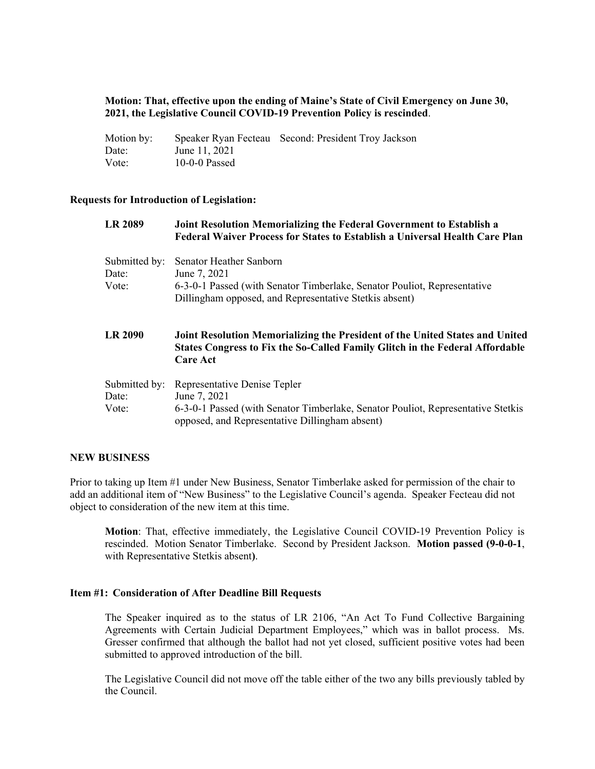**Motion: That, effective upon the ending of Maine's State of Civil Emergency on June 30, 2021, the Legislative Council COVID-19 Prevention Policy is rescinded**.

Motion by: Speaker Ryan Fecteau Second: President Troy Jackson
Date: June 11, 2021
Vote: 10-0-0 Passed

**Requests for Introduction of Legislation:**

**LR 2089 Joint Resolution Memorializing the Federal Government to Establish a Federal Waiver Process for States to Establish a Universal Health Care Plan**

Submitted by: Senator Heather Sanborn
Date: June 7, 2021
Vote: 6-3-0-1 Passed (with Senator Timberlake, Senator Pouliot, Representative Dillingham opposed, and Representative Stetkis absent)

**LR 2090 Joint Resolution Memorializing the President of the United States and United States Congress to Fix the So-Called Family Glitch in the Federal Affordable Care Act**

Submitted by: Representative Denise Tepler
Date: June 7, 2021
Vote: 6-3-0-1 Passed (with Senator Timberlake, Senator Pouliot, Representative Stetkis opposed, and Representative Dillingham absent)

**NEW BUSINESS**

Prior to taking up Item #1 under New Business, Senator Timberlake asked for permission of the chair to add an additional item of "New Business" to the Legislative Council's agenda. Speaker Fecteau did not object to consideration of the new item at this time.

**Motion**: That, effective immediately, the Legislative Council COVID-19 Prevention Policy is rescinded. Motion Senator Timberlake. Second by President Jackson. **Motion passed (9-0-0-1**, with Representative Stetkis absent**)**.

**Item #1: Consideration of After Deadline Bill Requests**

The Speaker inquired as to the status of LR 2106, "An Act To Fund Collective Bargaining Agreements with Certain Judicial Department Employees," which was in ballot process. Ms. Gresser confirmed that although the ballot had not yet closed, sufficient positive votes had been submitted to approved introduction of the bill.

The Legislative Council did not move off the table either of the two any bills previously tabled by the Council.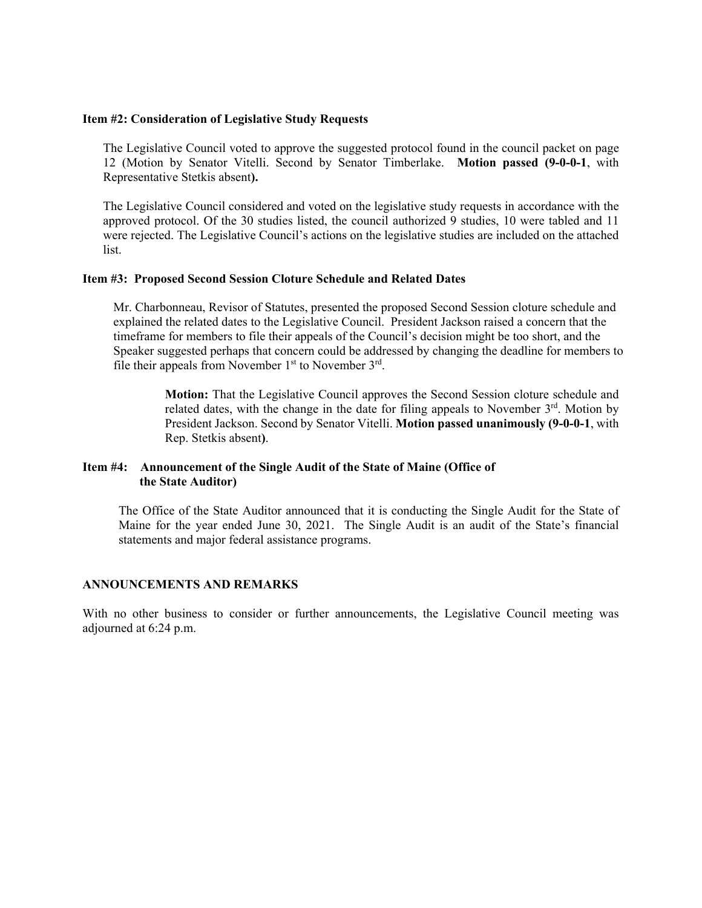**Item #2: Consideration of Legislative Study Requests**

The Legislative Council voted to approve the suggested protocol found in the council packet on page 12 (Motion by Senator Vitelli. Second by Senator Timberlake. **Motion passed (9-0-0-1**, with Representative Stetkis absent**).**

The Legislative Council considered and voted on the legislative study requests in accordance with the approved protocol. Of the 30 studies listed, the council authorized 9 studies, 10 were tabled and 11 were rejected. The Legislative Council's actions on the legislative studies are included on the attached list.

**Item #3: Proposed Second Session Cloture Schedule and Related Dates**

Mr. Charbonneau, Revisor of Statutes, presented the proposed Second Session cloture schedule and explained the related dates to the Legislative Council. President Jackson raised a concern that the timeframe for members to file their appeals of the Council's decision might be too short, and the Speaker suggested perhaps that concern could be addressed by changing the deadline for members to file their appeals from November 1st to November 3rd.

> **Motion:** That the Legislative Council approves the Second Session cloture schedule and related dates, with the change in the date for filing appeals to November 3rd. Motion by President Jackson. Second by Senator Vitelli. **Motion passed unanimously (9-0-0-1**, with Rep. Stetkis absent**)**.

**Item #4: Announcement of the Single Audit of the State of Maine (Office of the State Auditor)**

The Office of the State Auditor announced that it is conducting the Single Audit for the State of Maine for the year ended June 30, 2021. The Single Audit is an audit of the State's financial statements and major federal assistance programs.

**ANNOUNCEMENTS AND REMARKS**

With no other business to consider or further announcements, the Legislative Council meeting was adjourned at 6:24 p.m.